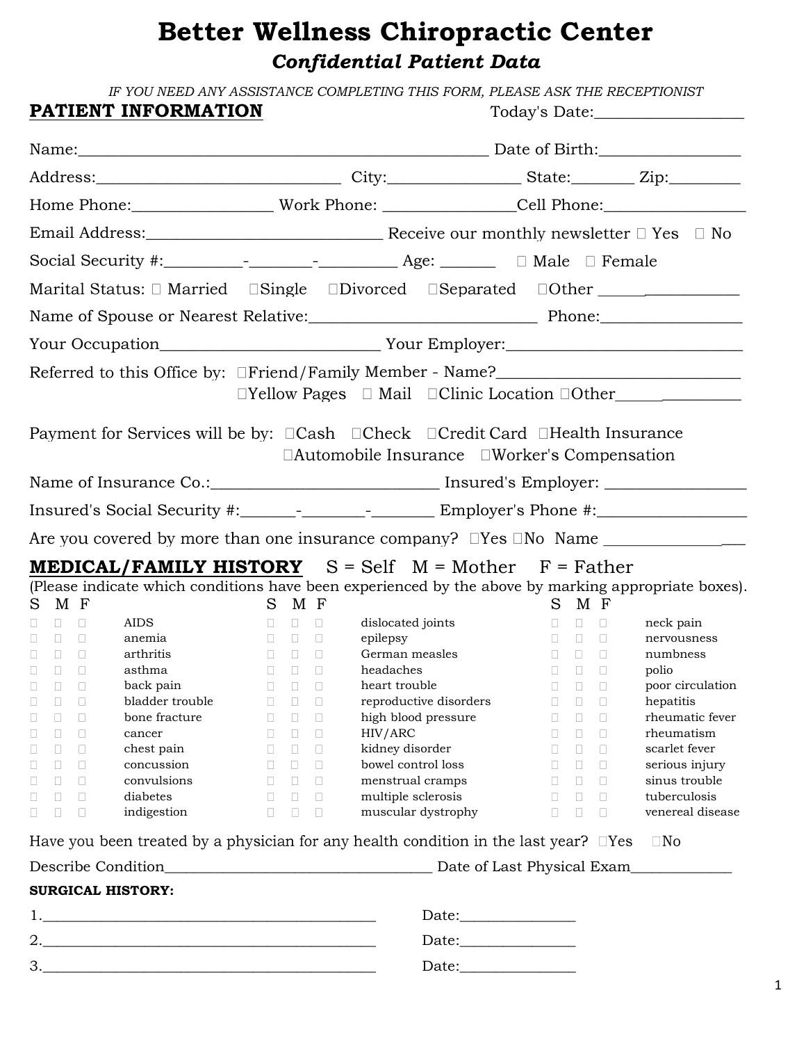# Better Wellness Chiropractic Center

## *Confidential Patient Data*

*IF YOU NEED ANY ASSISTANCE COMPLETING THIS FORM, PLEASE ASK THE RECEPTIONIST*

**PATIENT INFORMATION** Today's Date:___________________

Name:___________________________________________________ Date of Birth:_________________

Address:_______________________________ City:________________ State:________ Zip:_________

Home Phone:_________________ Work Phone: ________________Cell Phone:_________________

Email Address:_____________________________ Receive our monthly newsletter ☐ Yes ☐ No

Social Security #:_________-________-_________ Age: _______ ☐ Male ☐ Female

Marital Status: ☐ Married ☐Single ☐Divorced ☐Separated ☐Other ______

Name of Spouse or Nearest Relative:____________________________ Phone:_________________

Your Occupation___________________________ Your Employer:_____________________________

Referred to this Office by: ☐Friend/Family Member - Name?_____________________________
☐Yellow Pages ☐ Mail ☐Clinic Location ☐Other______

Payment for Services will be by: ☐Cash ☐Check ☐Credit Card ☐Health Insurance
☐Automobile Insurance ☐Worker's Compensation

Name of Insurance Co.:____________________________ Insured's Employer: _________________

Insured's Social Security #:_______-________-________ Employer's Phone #:__________________

Are you covered by more than one insurance company? ☐Yes ☐No Name _______________

**MEDICAL/FAMILY HISTORY** S = Self M = Mother F = Father

(Please indicate which conditions have been experienced by the above by marking appropriate boxes).

| S | M | F | | S | M | F | | S | M | F | |
|---|---|---|---|---|---|---|---|---|---|---|---|
| ☐ | ☐ | ☐ | AIDS | ☐ | ☐ | ☐ | dislocated joints | ☐ | ☐ | ☐ | neck pain |
| ☐ | ☐ | ☐ | anemia | ☐ | ☐ | ☐ | epilepsy | ☐ | ☐ | ☐ | nervousness |
| ☐ | ☐ | ☐ | arthritis | ☐ | ☐ | ☐ | German measles | ☐ | ☐ | ☐ | numbness |
| ☐ | ☐ | ☐ | asthma | ☐ | ☐ | ☐ | headaches | ☐ | ☐ | ☐ | polio |
| ☐ | ☐ | ☐ | back pain | ☐ | ☐ | ☐ | heart trouble | ☐ | ☐ | ☐ | poor circulation |
| ☐ | ☐ | ☐ | bladder trouble | ☐ | ☐ | ☐ | reproductive disorders | ☐ | ☐ | ☐ | hepatitis |
| ☐ | ☐ | ☐ | bone fracture | ☐ | ☐ | ☐ | high blood pressure | ☐ | ☐ | ☐ | rheumatic fever |
| ☐ | ☐ | ☐ | cancer | ☐ | ☐ | ☐ | HIV/ARC | ☐ | ☐ | ☐ | rheumatism |
| ☐ | ☐ | ☐ | chest pain | ☐ | ☐ | ☐ | kidney disorder | ☐ | ☐ | ☐ | scarlet fever |
| ☐ | ☐ | ☐ | concussion | ☐ | ☐ | ☐ | bowel control loss | ☐ | ☐ | ☐ | serious injury |
| ☐ | ☐ | ☐ | convulsions | ☐ | ☐ | ☐ | menstrual cramps | ☐ | ☐ | ☐ | sinus trouble |
| ☐ | ☐ | ☐ | diabetes | ☐ | ☐ | ☐ | multiple sclerosis | ☐ | ☐ | ☐ | tuberculosis |
| ☐ | ☐ | ☐ | indigestion | ☐ | ☐ | ☐ | muscular dystrophy | ☐ | ☐ | ☐ | venereal disease |

Have you been treated by a physician for any health condition in the last year? ☐Yes ☐No

Describe Condition___________________________________ Date of Last Physical Exam_____________

**SURGICAL HISTORY:**

1.____________________________________________ Date:_______________

2.____________________________________________ Date:_______________

3.____________________________________________ Date:_______________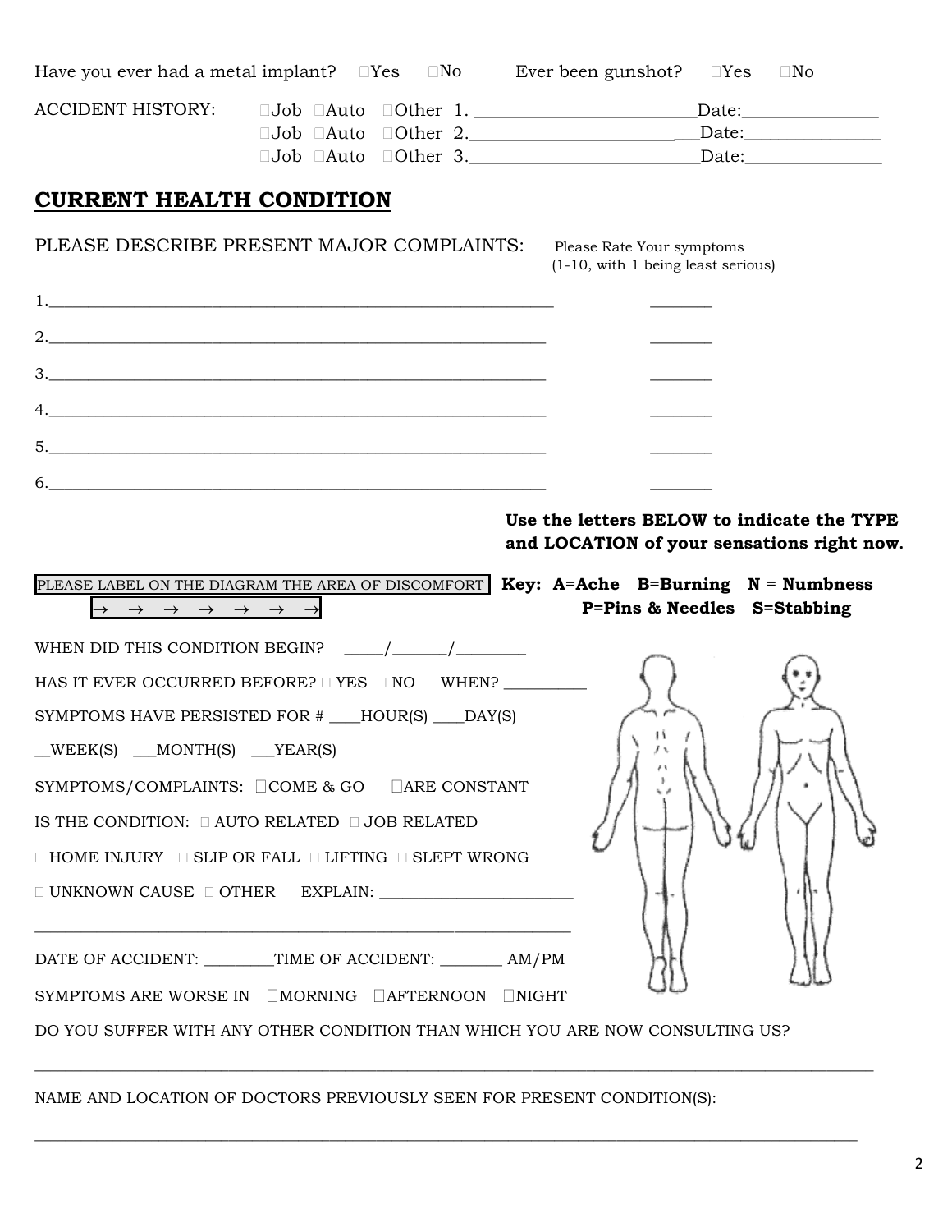Have you ever had a metal implant? □Yes □No Ever been gunshot? □Yes □No

ACCIDENT HISTORY: □Job □Auto □Other 1. ________________________Date:_______________
□Job □Auto □Other 2.________________________Date:_______________
□Job □Auto □Other 3.________________________Date:_______________

## CURRENT HEALTH CONDITION

PLEASE DESCRIBE PRESENT MAJOR COMPLAINTS: Please Rate Your symptoms (1-10, with 1 being least serious)

1.____________________________________________________________ _______

2.____________________________________________________________ _______

3.____________________________________________________________ _______

4.____________________________________________________________ _______

5.____________________________________________________________ _______

6.____________________________________________________________ _______

**Use the letters BELOW to indicate the TYPE and LOCATION of your sensations right now.**

PLEASE LABEL ON THE DIAGRAM THE AREA OF DISCOMFORT → → → → → → →

**Key: A=Ache B=Burning N = Numbness P=Pins & Needles S=Stabbing**

WHEN DID THIS CONDITION BEGIN? _____/______/________

HAS IT EVER OCCURRED BEFORE? □ YES □ NO WHEN? __________

SYMPTOMS HAVE PERSISTED FOR # ____HOUR(S) ____DAY(S)

__WEEK(S) ___MONTH(S) ___YEAR(S)

SYMPTOMS/COMPLAINTS: □COME & GO □ARE CONSTANT

IS THE CONDITION: □ AUTO RELATED □ JOB RELATED

□ HOME INJURY □ SLIP OR FALL □ LIFTING □ SLEPT WRONG

□ UNKNOWN CAUSE □ OTHER EXPLAIN: ________________________

________________________________________________________________

DATE OF ACCIDENT: ________TIME OF ACCIDENT: _______ AM/PM

SYMPTOMS ARE WORSE IN □MORNING □AFTERNOON □NIGHT

DO YOU SUFFER WITH ANY OTHER CONDITION THAN WHICH YOU ARE NOW CONSULTING US?

____________________________________________________________________________________________

NAME AND LOCATION OF DOCTORS PREVIOUSLY SEEN FOR PRESENT CONDITION(S):

____________________________________________________________________________________________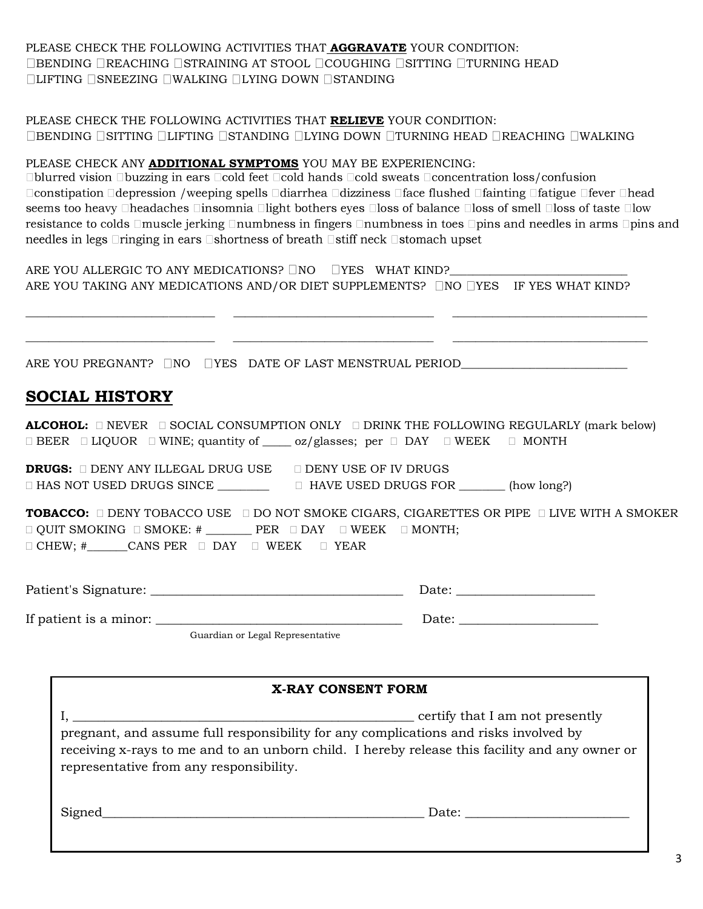PLEASE CHECK THE FOLLOWING ACTIVITIES THAT **AGGRAVATE** YOUR CONDITION:
☐BENDING ☐REACHING ☐STRAINING AT STOOL ☐COUGHING ☐SITTING ☐TURNING HEAD ☐LIFTING ☐SNEEZING ☐WALKING ☐LYING DOWN ☐STANDING

PLEASE CHECK THE FOLLOWING ACTIVITIES THAT **RELIEVE** YOUR CONDITION:
☐BENDING ☐SITTING ☐LIFTING ☐STANDING ☐LYING DOWN ☐TURNING HEAD ☐REACHING ☐WALKING

PLEASE CHECK ANY **ADDITIONAL SYMPTOMS** YOU MAY BE EXPERIENCING:
☐blurred vision ☐buzzing in ears ☐cold feet ☐cold hands ☐cold sweats ☐concentration loss/confusion ☐constipation ☐depression /weeping spells ☐diarrhea ☐dizziness ☐face flushed ☐fainting ☐fatigue ☐fever ☐head seems too heavy ☐headaches ☐insomnia ☐light bothers eyes ☐loss of balance ☐loss of smell ☐loss of taste ☐low resistance to colds ☐muscle jerking ☐numbness in fingers ☐numbness in toes ☐pins and needles in arms ☐pins and needles in legs ☐ringing in ears ☐shortness of breath ☐stiff neck ☐stomach upset

ARE YOU ALLERGIC TO ANY MEDICATIONS? ☐NO ☐YES WHAT KIND?_____________________________
ARE YOU TAKING ANY MEDICATIONS AND/OR DIET SUPPLEMENTS? ☐NO ☐YES IF YES WHAT KIND?

______________________________ ______________________________ ______________________________

______________________________ ______________________________ ______________________________

ARE YOU PREGNANT? ☐NO ☐YES DATE OF LAST MENSTRUAL PERIOD___________________________

## SOCIAL HISTORY

**ALCOHOL:** ☐ NEVER ☐ SOCIAL CONSUMPTION ONLY ☐ DRINK THE FOLLOWING REGULARLY (mark below)
☐ BEER ☐ LIQUOR ☐ WINE; quantity of _____ oz/glasses; per ☐ DAY ☐ WEEK ☐ MONTH

**DRUGS:** ☐ DENY ANY ILLEGAL DRUG USE ☐ DENY USE OF IV DRUGS
☐ HAS NOT USED DRUGS SINCE ________ ☐ HAVE USED DRUGS FOR _______ (how long?)

**TOBACCO:** ☐ DENY TOBACCO USE ☐ DO NOT SMOKE CIGARS, CIGARETTES OR PIPE ☐ LIVE WITH A SMOKER
☐ QUIT SMOKING ☐ SMOKE: # ________ PER ☐ DAY ☐ WEEK ☐ MONTH;
☐ CHEW; #_______CANS PER ☐ DAY ☐ WEEK ☐ YEAR

Patient's Signature: ______________________________________ Date: _____________________

If patient is a minor: _____________________________________ Date: _____________________
Guardian or Legal Representative

**X-RAY CONSENT FORM**

I, ______________________________________________________ certify that I am not presently pregnant, and assume full responsibility for any complications and risks involved by receiving x-rays to me and to an unborn child. I hereby release this facility and any owner or representative from any responsibility.

Signed___________________________________________________ Date: _________________________